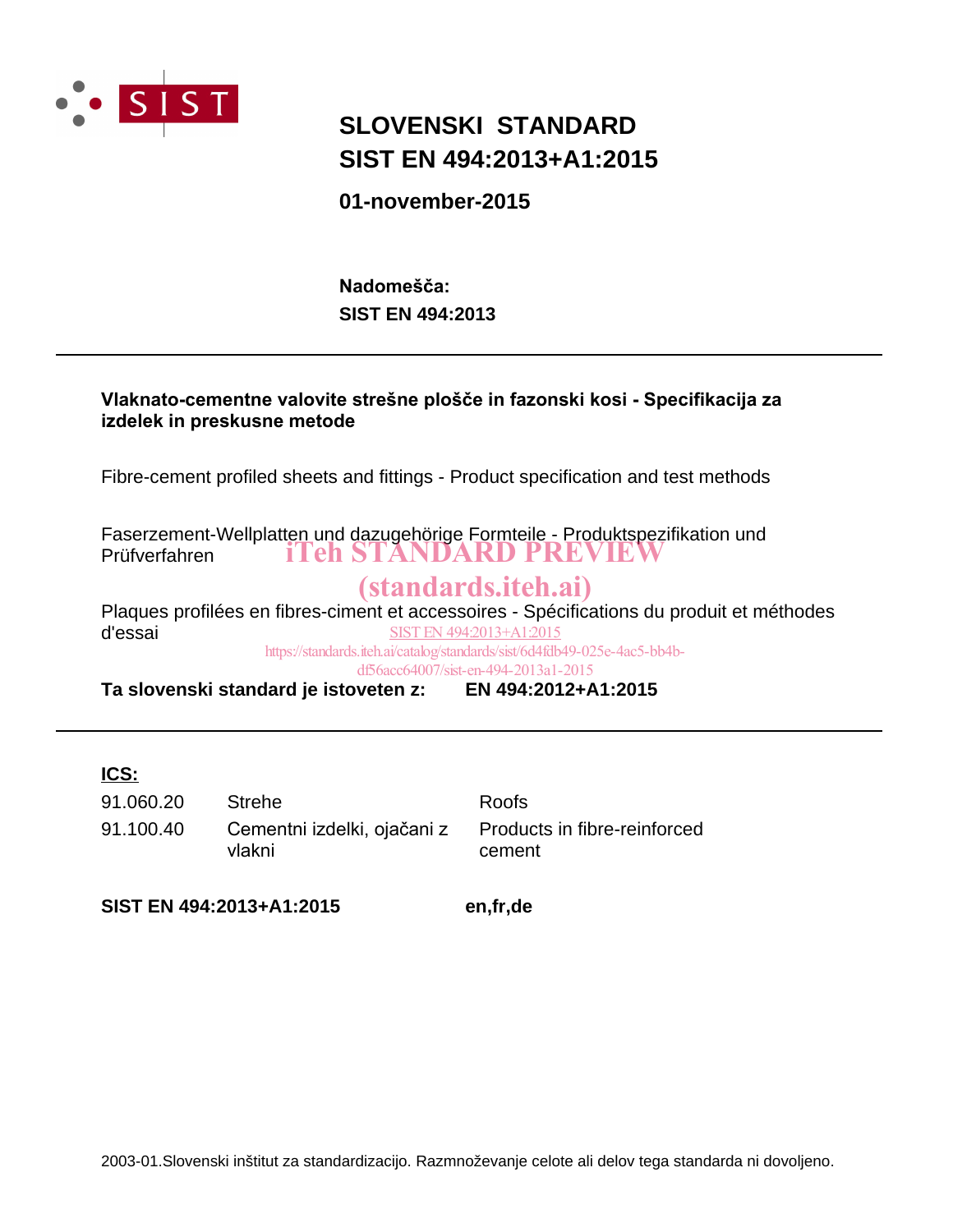# SLOVENSKI STANDARD
# SIST EN 494:2013+A1:2015

**01-november-2015**

**Nadomešča:**
**SIST EN 494:2013**

---

**Vlaknato-cementne valovite strešne plošče in fazonski kosi - Specifikacija za izdelek in preskusne metode**

Fibre-cement profiled sheets and fittings - Product specification and test methods

Faserzement-Wellplatten und dazugehörige Formteile - Produktspezifikation und Prüfverfahren

iTeh STANDARD PREVIEW
(standards.iteh.ai)

Plaques profilées en fibres-ciment et accessoires - Spécifications du produit et méthodes d'essai

SIST EN 494:2013+A1:2015
https://standards.iteh.ai/catalog/standards/sist/6d4fdb49-025e-4ac5-bb4b-df56acc64007/sist-en-494-2013a1-2015

**Ta slovenski standard je istoveten z:** **EN 494:2012+A1:2015**

---

**ICS:**

| | | |
|---|---|---|
| 91.060.20 | Strehe | Roofs |
| 91.100.40 | Cementni izdelki, ojačani z vlakni | Products in fibre-reinforced cement |

**SIST EN 494:2013+A1:2015** **en,fr,de**

2003-01.Slovenski inštitut za standardizacijo. Razmnoževanje celote ali delov tega standarda ni dovoljeno.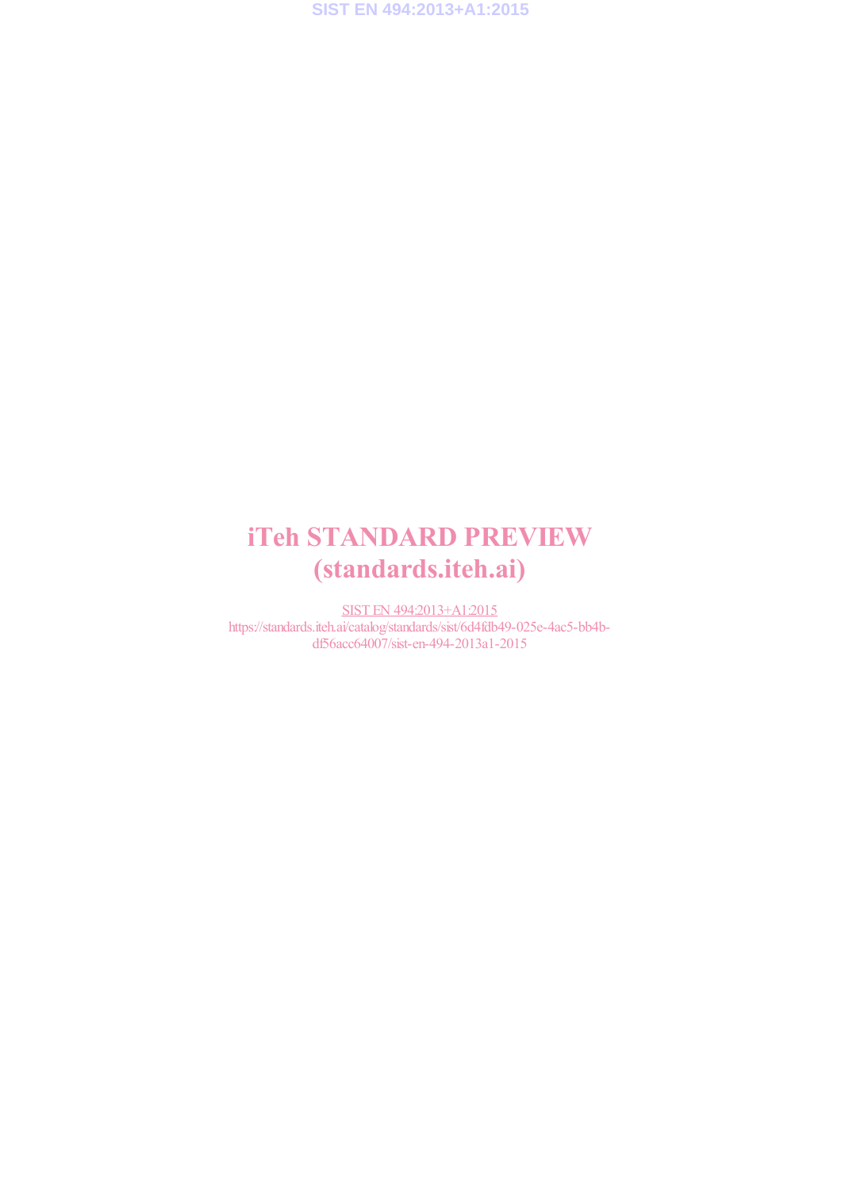# iTeh STANDARD PREVIEW
# (standards.iteh.ai)

SIST EN 494:2013+A1:2015

https://standards.iteh.ai/catalog/standards/sist/6d4fdb49-025e-4ac5-bb4b-df56acc64007/sist-en-494-2013a1-2015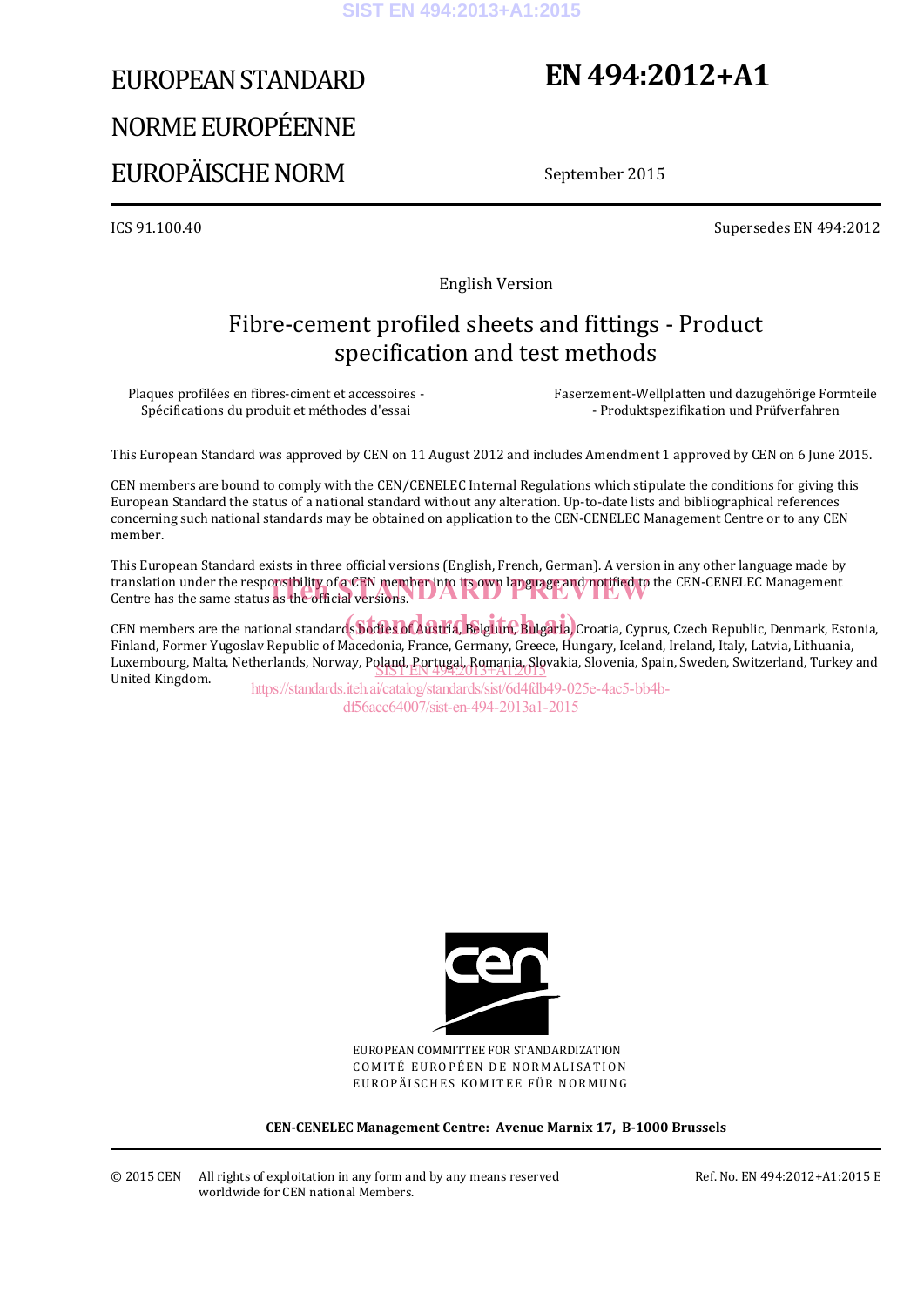EUROPEAN STANDARD

NORME EUROPÉENNE

EUROPÄISCHE NORM

# EN 494:2012+A1

September 2015

ICS 91.100.40

Supersedes EN 494:2012

English Version

## Fibre-cement profiled sheets and fittings - Product specification and test methods

Plaques profilées en fibres-ciment et accessoires - Spécifications du produit et méthodes d'essai

Faserzement-Wellplatten und dazugehörige Formteile - Produktspezifikation und Prüfverfahren

This European Standard was approved by CEN on 11 August 2012 and includes Amendment 1 approved by CEN on 6 June 2015.

CEN members are bound to comply with the CEN/CENELEC Internal Regulations which stipulate the conditions for giving this European Standard the status of a national standard without any alteration. Up-to-date lists and bibliographical references concerning such national standards may be obtained on application to the CEN-CENELEC Management Centre or to any CEN member.

This European Standard exists in three official versions (English, French, German). A version in any other language made by translation under the responsibility of a CEN member into its own language and notified to the CEN-CENELEC Management Centre has the same status as the official versions.

CEN members are the national standards bodies of Austria, Belgium, Bulgaria, Croatia, Cyprus, Czech Republic, Denmark, Estonia, Finland, Former Yugoslav Republic of Macedonia, France, Germany, Greece, Hungary, Iceland, Ireland, Italy, Latvia, Lithuania, Luxembourg, Malta, Netherlands, Norway, Poland, Portugal, Romania, Slovakia, Slovenia, Spain, Sweden, Switzerland, Turkey and United Kingdom.

EUROPEAN COMMITTEE FOR STANDARDIZATION
COMITÉ EUROPÉEN DE NORMALISATION
EUROPÄISCHES KOMITEE FÜR NORMUNG

**CEN-CENELEC Management Centre: Avenue Marnix 17, B-1000 Brussels**

© 2015 CEN All rights of exploitation in any form and by any means reserved worldwide for CEN national Members.

Ref. No. EN 494:2012+A1:2015 E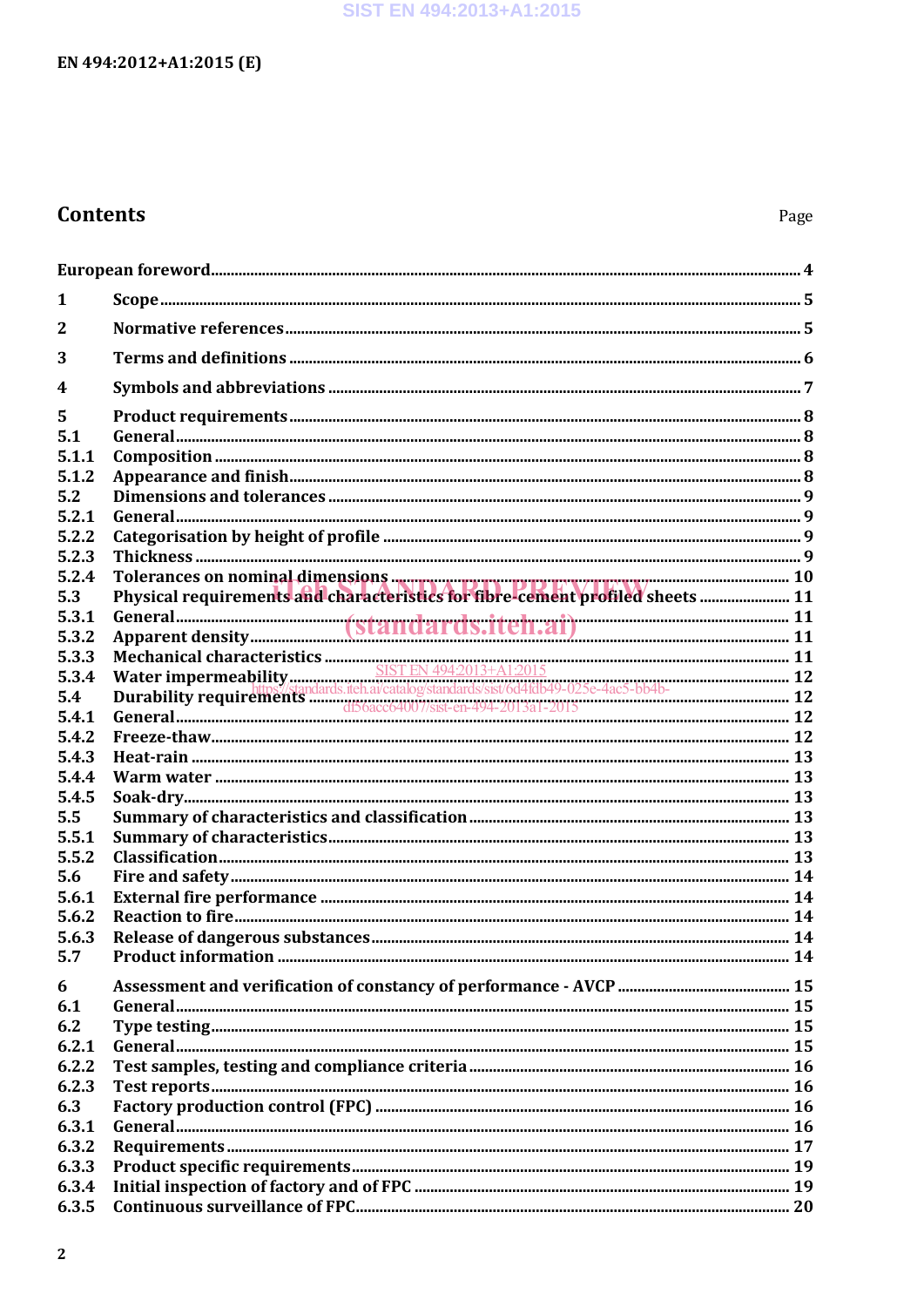## Contents

Page

European foreword .......... 4

1 Scope .......... 5

2 Normative references .......... 5

3 Terms and definitions .......... 6

4 Symbols and abbreviations .......... 7

5 Product requirements .......... 8
5.1 General .......... 8
5.1.1 Composition .......... 8
5.1.2 Appearance and finish .......... 8
5.2 Dimensions and tolerances .......... 9
5.2.1 General .......... 9
5.2.2 Categorisation by height of profile .......... 9
5.2.3 Thickness .......... 9
5.2.4 Tolerances on nominal dimensions .......... 10
5.3 Physical requirements and characteristics for fibre-cement profiled sheets .......... 11
5.3.1 General .......... 11
5.3.2 Apparent density .......... 11
5.3.3 Mechanical characteristics .......... 11
5.3.4 Water impermeability .......... 12
5.4 Durability requirements .......... 12
5.4.1 General .......... 12
5.4.2 Freeze-thaw .......... 12
5.4.3 Heat-rain .......... 13
5.4.4 Warm water .......... 13
5.4.5 Soak-dry .......... 13
5.5 Summary of characteristics and classification .......... 13
5.5.1 Summary of characteristics .......... 13
5.5.2 Classification .......... 13
5.6 Fire and safety .......... 14
5.6.1 External fire performance .......... 14
5.6.2 Reaction to fire .......... 14
5.6.3 Release of dangerous substances .......... 14
5.7 Product information .......... 14

6 Assessment and verification of constancy of performance - AVCP .......... 15
6.1 General .......... 15
6.2 Type testing .......... 15
6.2.1 General .......... 15
6.2.2 Test samples, testing and compliance criteria .......... 16
6.2.3 Test reports .......... 16
6.3 Factory production control (FPC) .......... 16
6.3.1 General .......... 16
6.3.2 Requirements .......... 17
6.3.3 Product specific requirements .......... 19
6.3.4 Initial inspection of factory and of FPC .......... 19
6.3.5 Continuous surveillance of FPC .......... 20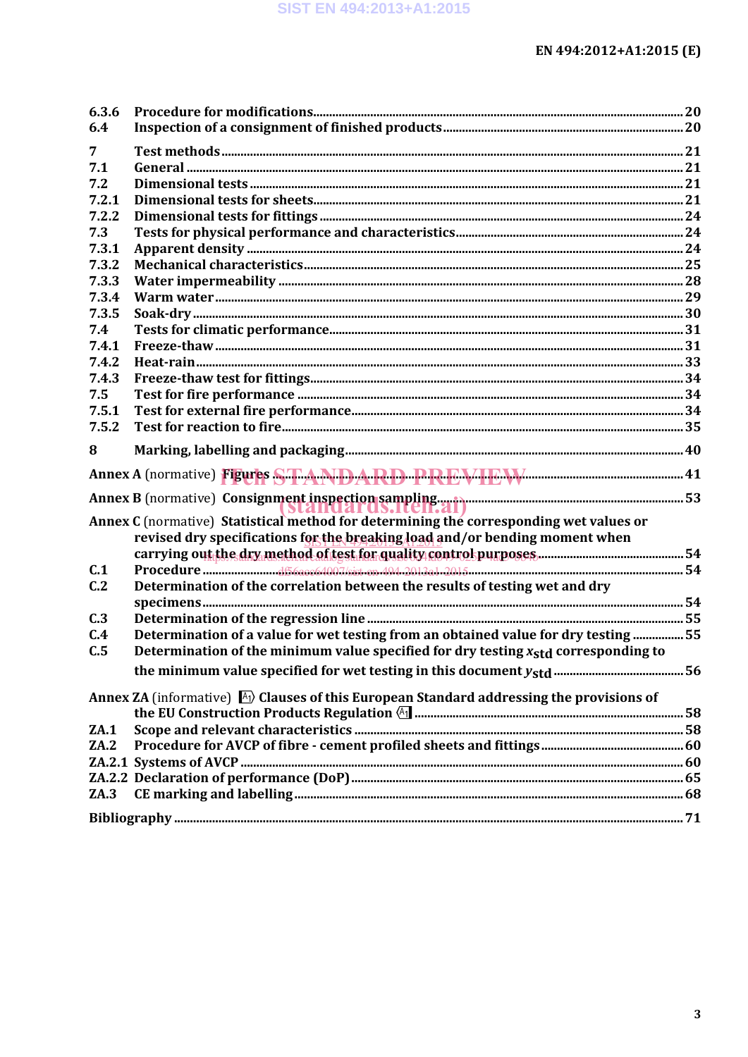6.3.6 Procedure for modifications .... 20
6.4 Inspection of a consignment of finished products .... 20

7 Test methods .... 21
7.1 General .... 21
7.2 Dimensional tests .... 21
7.2.1 Dimensional tests for sheets .... 21
7.2.2 Dimensional tests for fittings .... 24
7.3 Tests for physical performance and characteristics .... 24
7.3.1 Apparent density .... 24
7.3.2 Mechanical characteristics .... 25
7.3.3 Water impermeability .... 28
7.3.4 Warm water .... 29
7.3.5 Soak-dry .... 30
7.4 Tests for climatic performance .... 31
7.4.1 Freeze-thaw .... 31
7.4.2 Heat-rain .... 33
7.4.3 Freeze-thaw test for fittings .... 34
7.5 Test for fire performance .... 34
7.5.1 Test for external fire performance .... 34
7.5.2 Test for reaction to fire .... 35

8 Marking, labelling and packaging .... 40

Annex A (normative) Figures .... 41

Annex B (normative) Consignment inspection sampling .... 53

Annex C (normative) Statistical method for determining the corresponding wet values or revised dry specifications for the breaking load and/or bending moment when carrying out the dry method of test for quality control purposes .... 54
C.1 Procedure .... 54
C.2 Determination of the correlation between the results of testing wet and dry specimens .... 54
C.3 Determination of the regression line .... 55
C.4 Determination of a value for wet testing from an obtained value for dry testing .... 55
C.5 Determination of the minimum value specified for dry testing $x_{std}$ corresponding to the minimum value specified for wet testing in this document $y_{std}$ .... 56

Annex ZA (informative) [A1] Clauses of this European Standard addressing the provisions of the EU Construction Products Regulation [A1] .... 58
ZA.1 Scope and relevant characteristics .... 58
ZA.2 Procedure for AVCP of fibre - cement profiled sheets and fittings .... 60
ZA.2.1 Systems of AVCP .... 60
ZA.2.2 Declaration of performance (DoP) .... 65
ZA.3 CE marking and labelling .... 68

Bibliography .... 71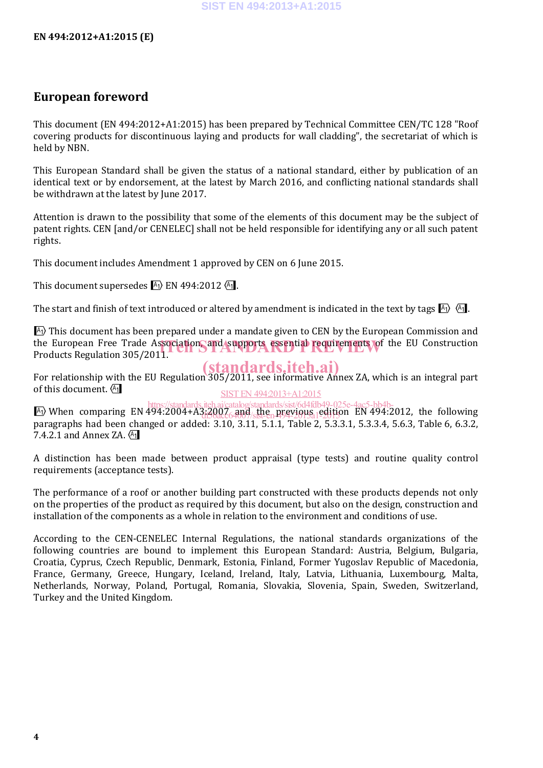## European foreword

This document (EN 494:2012+A1:2015) has been prepared by Technical Committee CEN/TC 128 "Roof covering products for discontinuous laying and products for wall cladding", the secretariat of which is held by NBN.

This European Standard shall be given the status of a national standard, either by publication of an identical text or by endorsement, at the latest by March 2016, and conflicting national standards shall be withdrawn at the latest by June 2017.

Attention is drawn to the possibility that some of the elements of this document may be the subject of patent rights. CEN [and/or CENELEC] shall not be held responsible for identifying any or all such patent rights.

This document includes Amendment 1 approved by CEN on 6 June 2015.

This document supersedes [A1) EN 494:2012 (A1].

The start and finish of text introduced or altered by amendment is indicated in the text by tags [A1) (A1].

[A1) This document has been prepared under a mandate given to CEN by the European Commission and the European Free Trade Association, and supports essential requirements of the EU Construction Products Regulation 305/2011.

For relationship with the EU Regulation 305/2011, see informative Annex ZA, which is an integral part of this document. (A1]

[A1) When comparing EN 494:2004+A3:2007 and the previous edition EN 494:2012, the following paragraphs had been changed or added: 3.10, 3.11, 5.1.1, Table 2, 5.3.3.1, 5.3.3.4, 5.6.3, Table 6, 6.3.2, 7.4.2.1 and Annex ZA. (A1]

A distinction has been made between product appraisal (type tests) and routine quality control requirements (acceptance tests).

The performance of a roof or another building part constructed with these products depends not only on the properties of the product as required by this document, but also on the design, construction and installation of the components as a whole in relation to the environment and conditions of use.

According to the CEN-CENELEC Internal Regulations, the national standards organizations of the following countries are bound to implement this European Standard: Austria, Belgium, Bulgaria, Croatia, Cyprus, Czech Republic, Denmark, Estonia, Finland, Former Yugoslav Republic of Macedonia, France, Germany, Greece, Hungary, Iceland, Ireland, Italy, Latvia, Lithuania, Luxembourg, Malta, Netherlands, Norway, Poland, Portugal, Romania, Slovakia, Slovenia, Spain, Sweden, Switzerland, Turkey and the United Kingdom.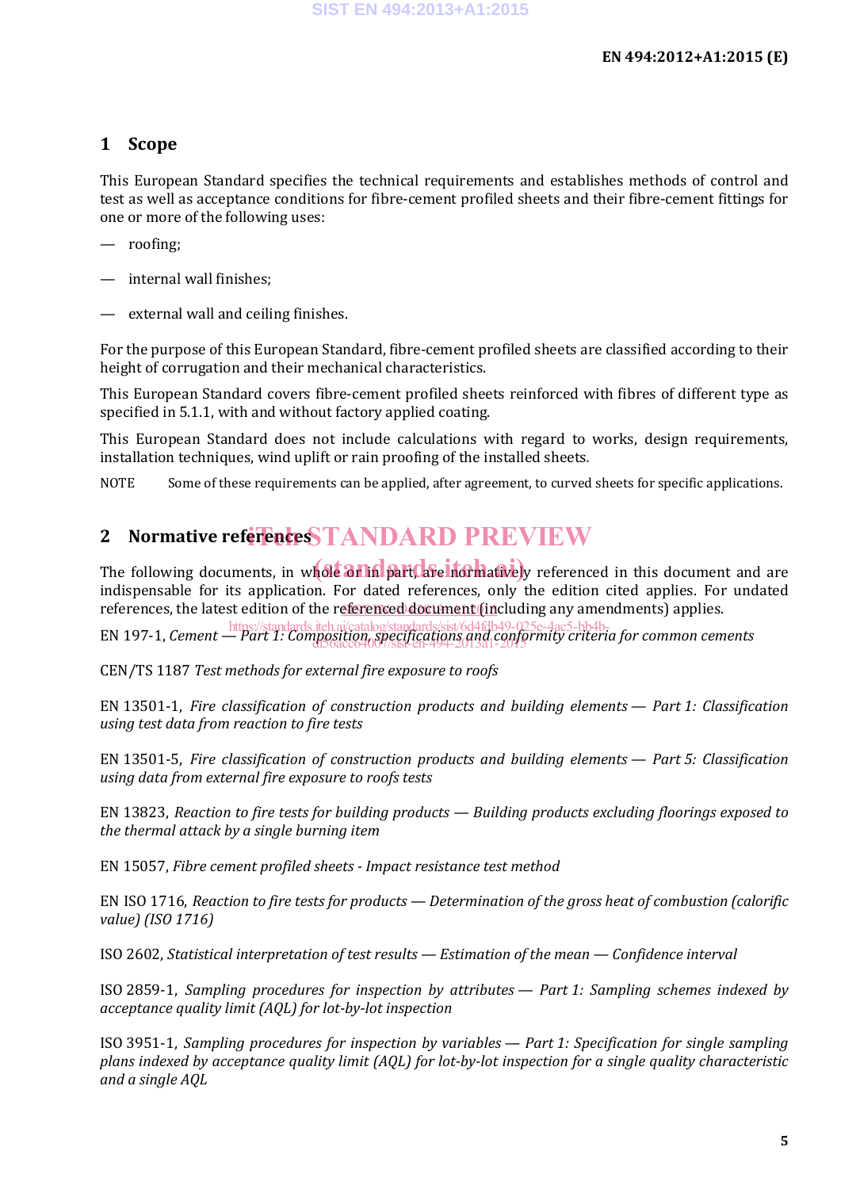## 1 Scope

This European Standard specifies the technical requirements and establishes methods of control and test as well as acceptance conditions for fibre-cement profiled sheets and their fibre-cement fittings for one or more of the following uses:

— roofing;

— internal wall finishes;

— external wall and ceiling finishes.

For the purpose of this European Standard, fibre-cement profiled sheets are classified according to their height of corrugation and their mechanical characteristics.

This European Standard covers fibre-cement profiled sheets reinforced with fibres of different type as specified in 5.1.1, with and without factory applied coating.

This European Standard does not include calculations with regard to works, design requirements, installation techniques, wind uplift or rain proofing of the installed sheets.

NOTE Some of these requirements can be applied, after agreement, to curved sheets for specific applications.

## 2 Normative references

The following documents, in whole or in part, are normatively referenced in this document and are indispensable for its application. For dated references, only the edition cited applies. For undated references, the latest edition of the referenced document (including any amendments) applies.

EN 197-1, *Cement — Part 1: Composition, specifications and conformity criteria for common cements*

CEN/TS 1187 *Test methods for external fire exposure to roofs*

EN 13501-1, *Fire classification of construction products and building elements — Part 1: Classification using test data from reaction to fire tests*

EN 13501-5, *Fire classification of construction products and building elements — Part 5: Classification using data from external fire exposure to roofs tests*

EN 13823, *Reaction to fire tests for building products — Building products excluding floorings exposed to the thermal attack by a single burning item*

EN 15057, *Fibre cement profiled sheets - Impact resistance test method*

EN ISO 1716, *Reaction to fire tests for products — Determination of the gross heat of combustion (calorific value) (ISO 1716)*

ISO 2602, *Statistical interpretation of test results — Estimation of the mean — Confidence interval*

ISO 2859-1, *Sampling procedures for inspection by attributes — Part 1: Sampling schemes indexed by acceptance quality limit (AQL) for lot-by-lot inspection*

ISO 3951-1, *Sampling procedures for inspection by variables — Part 1: Specification for single sampling plans indexed by acceptance quality limit (AQL) for lot-by-lot inspection for a single quality characteristic and a single AQL*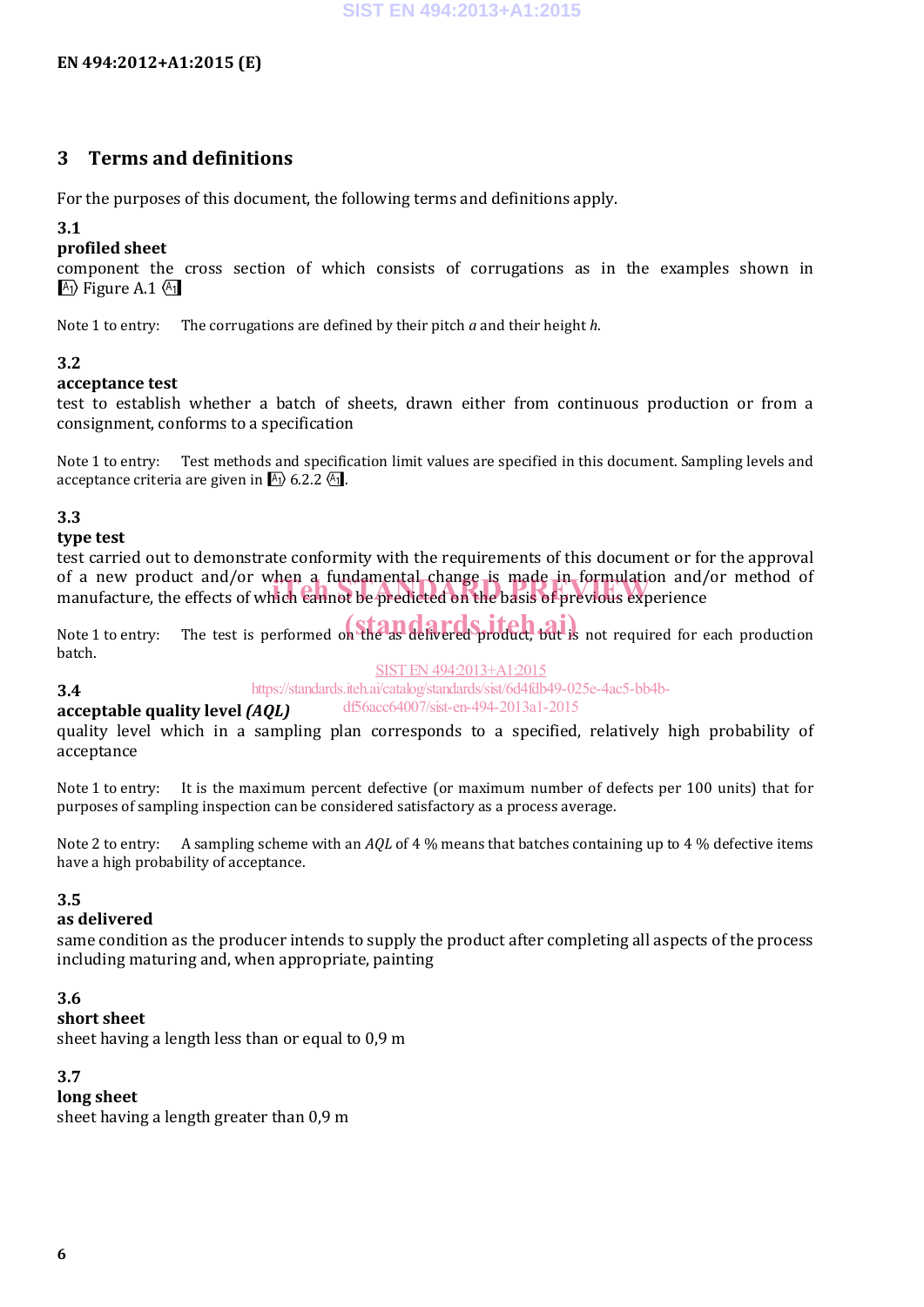# 3 Terms and definitions

For the purposes of this document, the following terms and definitions apply.

**3.1**
**profiled sheet**
component the cross section of which consists of corrugations as in the examples shown in A1⟩ Figure A.1 ⟨A1

Note 1 to entry: The corrugations are defined by their pitch *a* and their height *h*.

**3.2**
**acceptance test**
test to establish whether a batch of sheets, drawn either from continuous production or from a consignment, conforms to a specification

Note 1 to entry: Test methods and specification limit values are specified in this document. Sampling levels and acceptance criteria are given in A1⟩ 6.2.2 ⟨A1.

**3.3**
**type test**
test carried out to demonstrate conformity with the requirements of this document or for the approval of a new product and/or when a fundamental change is made in formulation and/or method of manufacture, the effects of which cannot be predicted on the basis of previous experience

Note 1 to entry: The test is performed on the as delivered product, but is not required for each production batch.

**3.4**
**acceptable quality level *(AQL)***
quality level which in a sampling plan corresponds to a specified, relatively high probability of acceptance

Note 1 to entry: It is the maximum percent defective (or maximum number of defects per 100 units) that for purposes of sampling inspection can be considered satisfactory as a process average.

Note 2 to entry: A sampling scheme with an *AQL* of 4 % means that batches containing up to 4 % defective items have a high probability of acceptance.

**3.5**
**as delivered**
same condition as the producer intends to supply the product after completing all aspects of the process including maturing and, when appropriate, painting

**3.6**
**short sheet**
sheet having a length less than or equal to 0,9 m

**3.7**
**long sheet**
sheet having a length greater than 0,9 m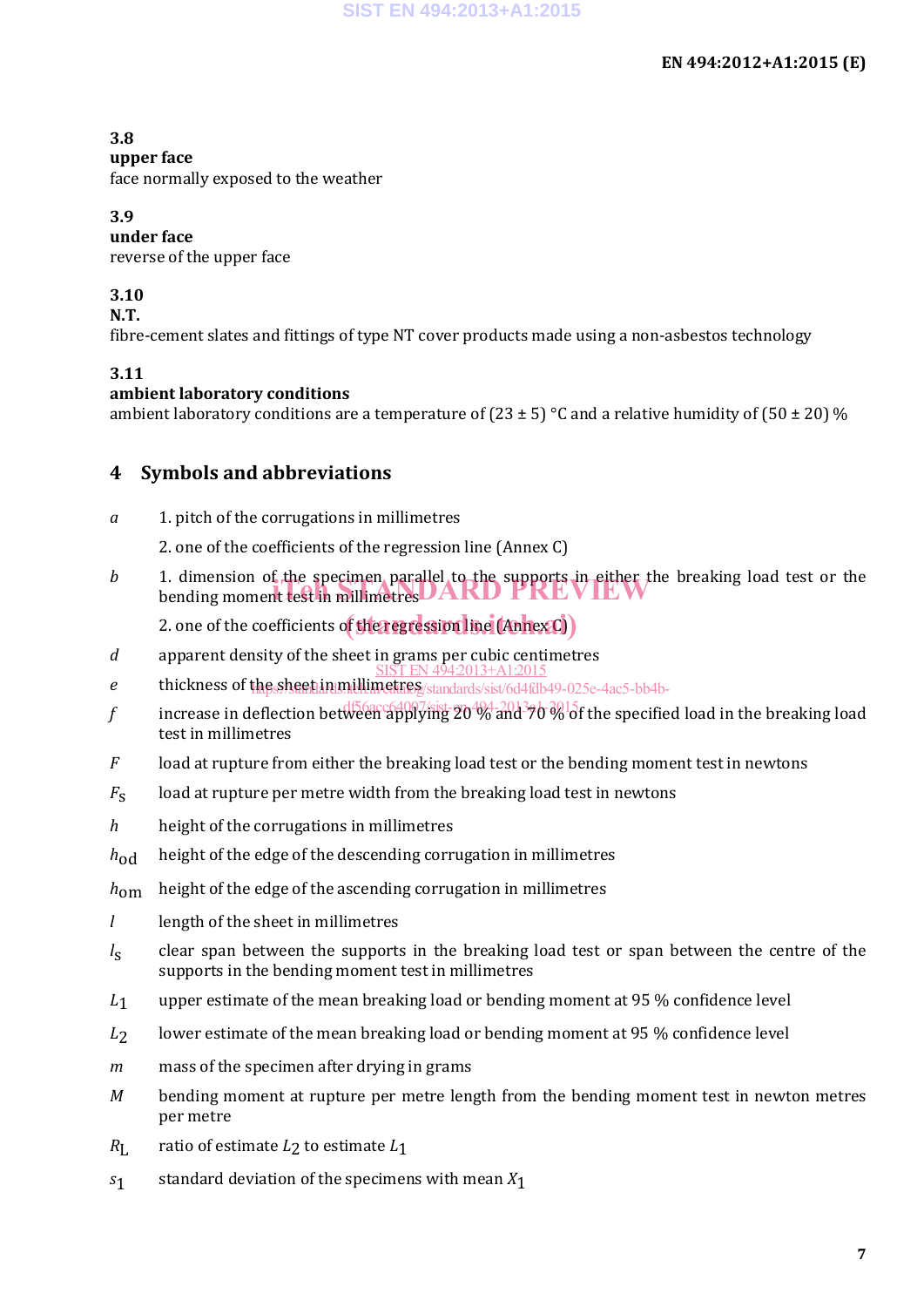**3.8**
**upper face**
face normally exposed to the weather

**3.9**
**under face**
reverse of the upper face

**3.10**
**N.T.**
fibre-cement slates and fittings of type NT cover products made using a non-asbestos technology

**3.11**
**ambient laboratory conditions**
ambient laboratory conditions are a temperature of (23 ± 5) °C and a relative humidity of (50 ± 20) %

## 4 Symbols and abbreviations

$a$ 1. pitch of the corrugations in millimetres

2. one of the coefficients of the regression line (Annex C)

$b$ 1. dimension of the specimen parallel to the supports in either the breaking load test or the bending moment test in millimetres

2. one of the coefficients of the regression line (Annex C)

$d$ apparent density of the sheet in grams per cubic centimetres

$e$ thickness of the sheet in millimetres

$f$ increase in deflection between applying 20 % and 70 % of the specified load in the breaking load test in millimetres

$F$ load at rupture from either the breaking load test or the bending moment test in newtons

$F_S$ load at rupture per metre width from the breaking load test in newtons

$h$ height of the corrugations in millimetres

$h_{od}$ height of the edge of the descending corrugation in millimetres

$h_{om}$ height of the edge of the ascending corrugation in millimetres

$l$ length of the sheet in millimetres

$l_S$ clear span between the supports in the breaking load test or span between the centre of the supports in the bending moment test in millimetres

$L_1$ upper estimate of the mean breaking load or bending moment at 95 % confidence level

$L_2$ lower estimate of the mean breaking load or bending moment at 95 % confidence level

$m$ mass of the specimen after drying in grams

$M$ bending moment at rupture per metre length from the bending moment test in newton metres per metre

$R_L$ ratio of estimate $L_2$ to estimate $L_1$

$s_1$ standard deviation of the specimens with mean $X_1$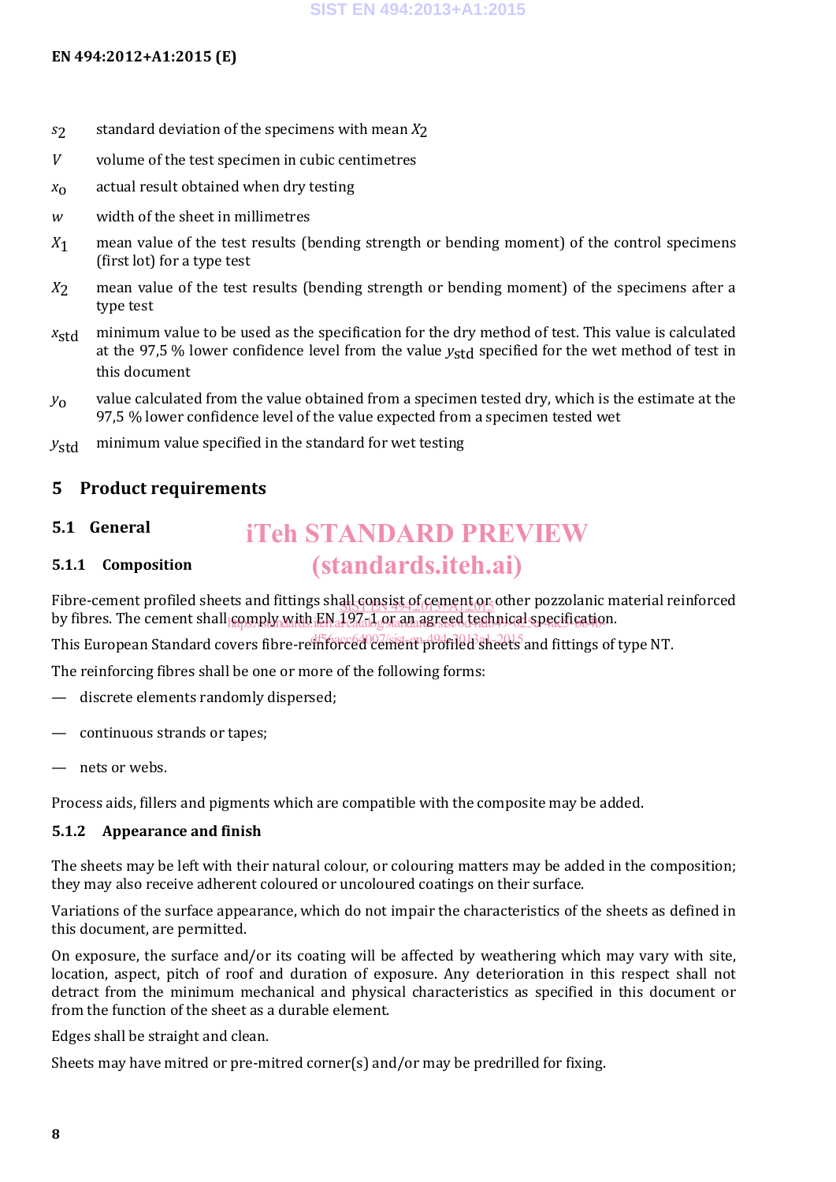$s_2$ standard deviation of the specimens with mean $X_2$

$V$ volume of the test specimen in cubic centimetres

$x_o$ actual result obtained when dry testing

$w$ width of the sheet in millimetres

$X_1$ mean value of the test results (bending strength or bending moment) of the control specimens (first lot) for a type test

$X_2$ mean value of the test results (bending strength or bending moment) of the specimens after a type test

$x_{std}$ minimum value to be used as the specification for the dry method of test. This value is calculated at the 97,5 % lower confidence level from the value $y_{std}$ specified for the wet method of test in this document

$y_o$ value calculated from the value obtained from a specimen tested dry, which is the estimate at the 97,5 % lower confidence level of the value expected from a specimen tested wet

$y_{std}$ minimum value specified in the standard for wet testing

# 5 Product requirements

## 5.1 General

### 5.1.1 Composition

Fibre-cement profiled sheets and fittings shall consist of cement or other pozzolanic material reinforced by fibres. The cement shall comply with EN 197-1 or an agreed technical specification.

This European Standard covers fibre-reinforced cement profiled sheets and fittings of type NT.

The reinforcing fibres shall be one or more of the following forms:

— discrete elements randomly dispersed;

— continuous strands or tapes;

— nets or webs.

Process aids, fillers and pigments which are compatible with the composite may be added.

### 5.1.2 Appearance and finish

The sheets may be left with their natural colour, or colouring matters may be added in the composition; they may also receive adherent coloured or uncoloured coatings on their surface.

Variations of the surface appearance, which do not impair the characteristics of the sheets as defined in this document, are permitted.

On exposure, the surface and/or its coating will be affected by weathering which may vary with site, location, aspect, pitch of roof and duration of exposure. Any deterioration in this respect shall not detract from the minimum mechanical and physical characteristics as specified in this document or from the function of the sheet as a durable element.

Edges shall be straight and clean.

Sheets may have mitred or pre-mitred corner(s) and/or may be predrilled for fixing.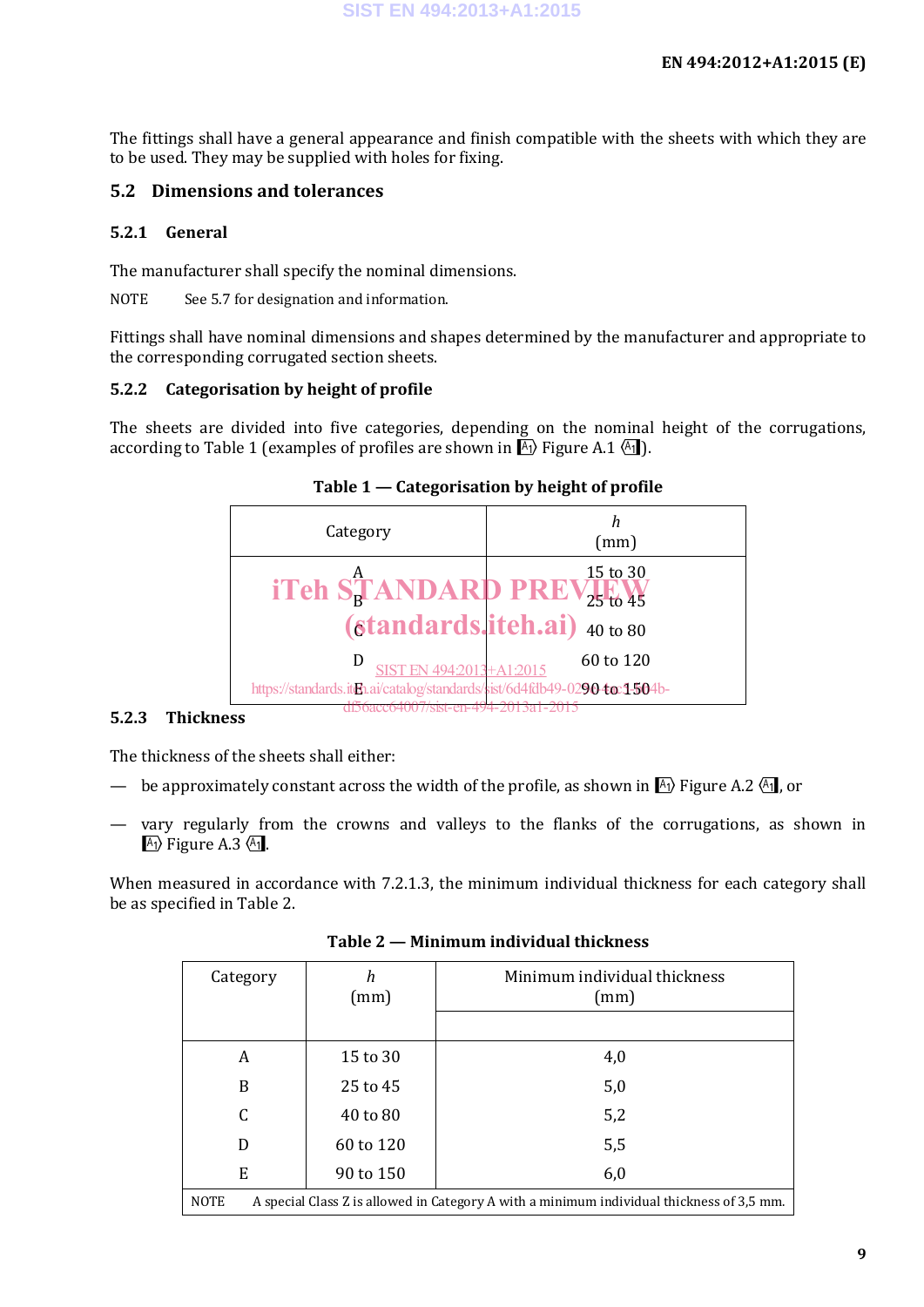The fittings shall have a general appearance and finish compatible with the sheets with which they are to be used. They may be supplied with holes for fixing.

## 5.2 Dimensions and tolerances

### 5.2.1 General

The manufacturer shall specify the nominal dimensions.

NOTE See 5.7 for designation and information.

Fittings shall have nominal dimensions and shapes determined by the manufacturer and appropriate to the corresponding corrugated section sheets.

### 5.2.2 Categorisation by height of profile

The sheets are divided into five categories, depending on the nominal height of the corrugations, according to Table 1 (examples of profiles are shown in A1⟩ Figure A.1 ⟨A1).

**Table 1 — Categorisation by height of profile**

| Category | *h* (mm) |
|---|---|
| A | 15 to 30 |
| B | 25 to 45 |
| C | 40 to 80 |
| D | 60 to 120 |
| E | 90 to 150 |

### 5.2.3 Thickness

The thickness of the sheets shall either:

— be approximately constant across the width of the profile, as shown in A1⟩ Figure A.2 ⟨A1, or

— vary regularly from the crowns and valleys to the flanks of the corrugations, as shown in A1⟩ Figure A.3 ⟨A1.

When measured in accordance with 7.2.1.3, the minimum individual thickness for each category shall be as specified in Table 2.

**Table 2 — Minimum individual thickness**

| Category | *h* (mm) | Minimum individual thickness (mm) |
|---|---|---|
| A | 15 to 30 | 4,0 |
| B | 25 to 45 | 5,0 |
| C | 40 to 80 | 5,2 |
| D | 60 to 120 | 5,5 |
| E | 90 to 150 | 6,0 |
| NOTE A special Class Z is allowed in Category A with a minimum individual thickness of 3,5 mm. | | |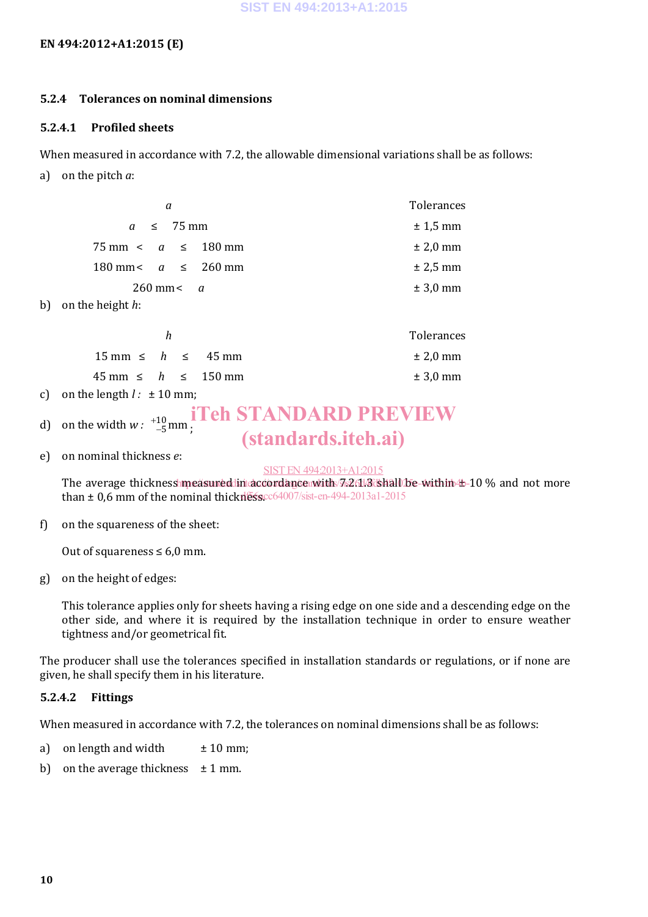#### 5.2.4 Tolerances on nominal dimensions

##### 5.2.4.1 Profiled sheets

When measured in accordance with 7.2, the allowable dimensional variations shall be as follows:

a) on the pitch $a$:

| $a$ | Tolerances |
|---|---|
| $a \leq 75$ mm | ± 1,5 mm |
| 75 mm $< a \leq$ 180 mm | ± 2,0 mm |
| 180 mm $< a \leq$ 260 mm | ± 2,5 mm |
| 260 mm $< a$ | ± 3,0 mm |

b) on the height $h$:

| $h$ | Tolerances |
|---|---|
| 15 mm $\leq h \leq$ 45 mm | ± 2,0 mm |
| 45 mm $\leq h \leq$ 150 mm | ± 3,0 mm |

c) on the length $l$ : ± 10 mm;

d) on the width $w$ : $^{+10}_{-5}$ mm ;

e) on nominal thickness $e$:

The average thickness measured in accordance with 7.2.1.3 shall be within ± 10 % and not more than ± 0,6 mm of the nominal thickness.

f) on the squareness of the sheet:

Out of squareness ≤ 6,0 mm.

g) on the height of edges:

This tolerance applies only for sheets having a rising edge on one side and a descending edge on the other side, and where it is required by the installation technique in order to ensure weather tightness and/or geometrical fit.

The producer shall use the tolerances specified in installation standards or regulations, or if none are given, he shall specify them in his literature.

##### 5.2.4.2 Fittings

When measured in accordance with 7.2, the tolerances on nominal dimensions shall be as follows:

a) on length and width ± 10 mm;

b) on the average thickness ± 1 mm.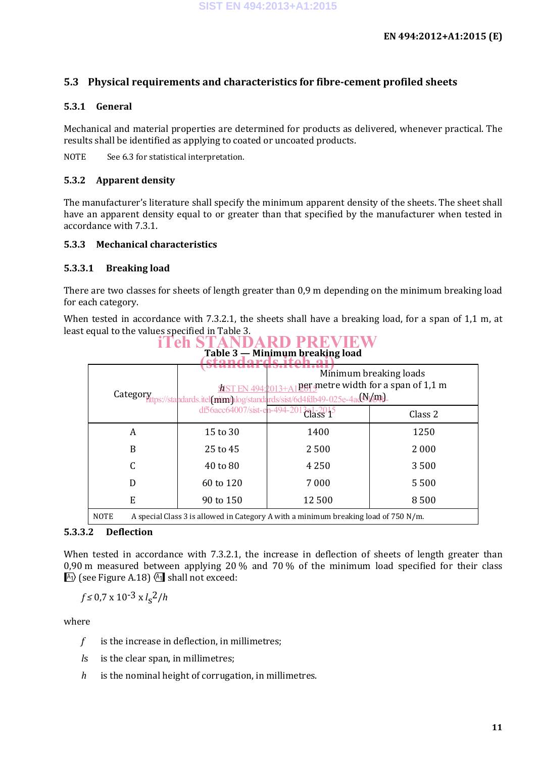## 5.3 Physical requirements and characteristics for fibre-cement profiled sheets

### 5.3.1 General

Mechanical and material properties are determined for products as delivered, whenever practical. The results shall be identified as applying to coated or uncoated products.

NOTE See 6.3 for statistical interpretation.

### 5.3.2 Apparent density

The manufacturer's literature shall specify the minimum apparent density of the sheets. The sheet shall have an apparent density equal to or greater than that specified by the manufacturer when tested in accordance with 7.3.1.

### 5.3.3 Mechanical characteristics

#### 5.3.3.1 Breaking load

There are two classes for sheets of length greater than 0,9 m depending on the minimum breaking load for each category.

When tested in accordance with 7.3.2.1, the sheets shall have a breaking load, for a span of 1,1 m, at least equal to the values specified in Table 3.

**Table 3 — Minimum breaking load**

| Category | *h* (mm) | Minimum breaking loads per metre width for a span of 1,1 m (N/m) | |
|---|---|---|---|
| | | Class 1 | Class 2 |
| A | 15 to 30 | 1400 | 1250 |
| B | 25 to 45 | 2 500 | 2 000 |
| C | 40 to 80 | 4 250 | 3 500 |
| D | 60 to 120 | 7 000 | 5 500 |
| E | 90 to 150 | 12 500 | 8 500 |

NOTE A special Class 3 is allowed in Category A with a minimum breaking load of 750 N/m.

#### 5.3.3.2 Deflection

When tested in accordance with 7.3.2.1, the increase in deflection of sheets of length greater than 0,90 m measured between applying 20 % and 70 % of the minimum load specified for their class (see Figure A.18) shall not exceed:

$$f \leq 0{,}7 \times 10^{-3} \times l_s^2 / h$$

where

- $f$ is the increase in deflection, in millimetres;
- $l_s$ is the clear span, in millimetres;
- $h$ is the nominal height of corrugation, in millimetres.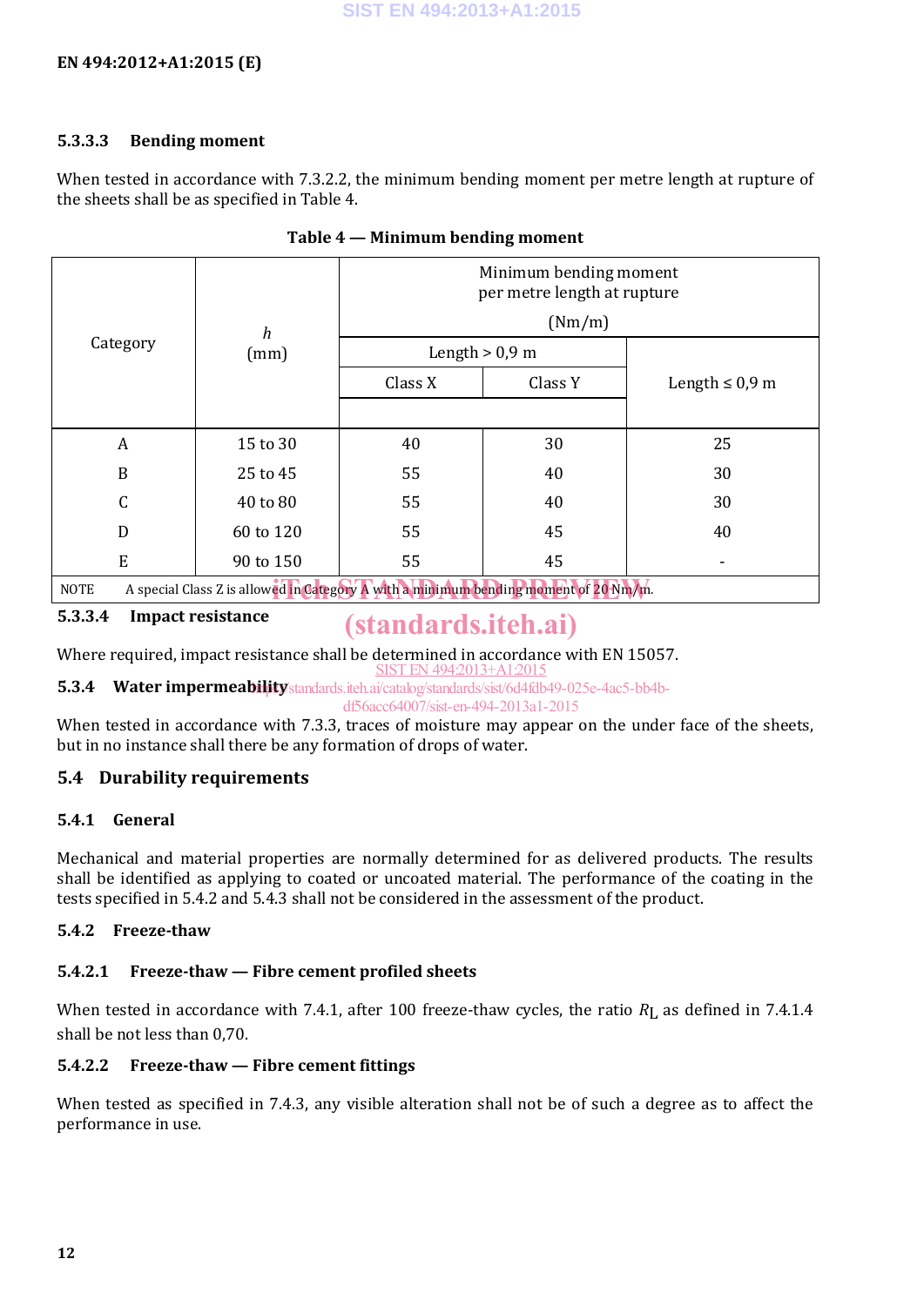#### 5.3.3.3 Bending moment

When tested in accordance with 7.3.2.2, the minimum bending moment per metre length at rupture of the sheets shall be as specified in Table 4.

**Table 4 — Minimum bending moment**

| Category | $h$ (mm) | Minimum bending moment per metre length at rupture (Nm/m) | | |
|---|---|---|---|---|
| | | Length > 0,9 m | | Length ≤ 0,9 m |
| | | Class X | Class Y | |
| A | 15 to 30 | 40 | 30 | 25 |
| B | 25 to 45 | 55 | 40 | 30 |
| C | 40 to 80 | 55 | 40 | 30 |
| D | 60 to 120 | 55 | 45 | 40 |
| E | 90 to 150 | 55 | 45 | - |

NOTE A special Class Z is allowed in Category A with a minimum bending moment of 20 Nm/m.

#### 5.3.3.4 Impact resistance

Where required, impact resistance shall be determined in accordance with EN 15057.

### 5.3.4 Water impermeability

When tested in accordance with 7.3.3, traces of moisture may appear on the under face of the sheets, but in no instance shall there be any formation of drops of water.

## 5.4 Durability requirements

### 5.4.1 General

Mechanical and material properties are normally determined for as delivered products. The results shall be identified as applying to coated or uncoated material. The performance of the coating in the tests specified in 5.4.2 and 5.4.3 shall not be considered in the assessment of the product.

### 5.4.2 Freeze-thaw

#### 5.4.2.1 Freeze-thaw — Fibre cement profiled sheets

When tested in accordance with 7.4.1, after 100 freeze-thaw cycles, the ratio $R_L$ as defined in 7.4.1.4 shall be not less than 0,70.

#### 5.4.2.2 Freeze-thaw — Fibre cement fittings

When tested as specified in 7.4.3, any visible alteration shall not be of such a degree as to affect the performance in use.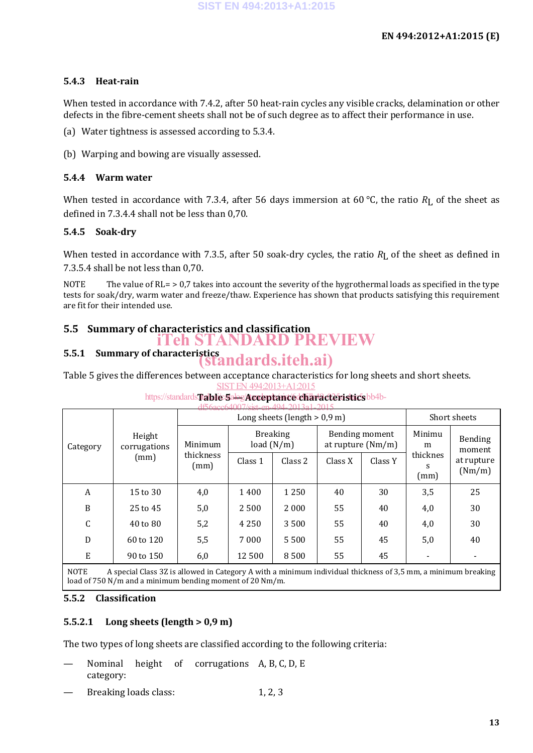#### 5.4.3 Heat-rain

When tested in accordance with 7.4.2, after 50 heat-rain cycles any visible cracks, delamination or other defects in the fibre-cement sheets shall not be of such degree as to affect their performance in use.

(a) Water tightness is assessed according to 5.3.4.

(b) Warping and bowing are visually assessed.

#### 5.4.4 Warm water

When tested in accordance with 7.3.4, after 56 days immersion at 60 °C, the ratio $R_L$ of the sheet as defined in 7.3.4.4 shall not be less than 0,70.

#### 5.4.5 Soak-dry

When tested in accordance with 7.3.5, after 50 soak-dry cycles, the ratio $R_L$ of the sheet as defined in 7.3.5.4 shall be not less than 0,70.

NOTE The value of RL= > 0,7 takes into account the severity of the hygrothermal loads as specified in the type tests for soak/dry, warm water and freeze/thaw. Experience has shown that products satisfying this requirement are fit for their intended use.

### 5.5 Summary of characteristics and classification

#### 5.5.1 Summary of characteristics

Table 5 gives the differences between acceptance characteristics for long sheets and short sheets.

**Table 5 — Acceptance characteristics**

| Category | Height corrugations (mm) | Long sheets (length > 0,9 m) | | | | | Short sheets | |
|---|---|---|---|---|---|---|---|---|
| | | Minimum thickness (mm) | Breaking load (N/m) | | Bending moment at rupture (Nm/m) | | Minimum thickness (mm) | Bending moment at rupture (Nm/m) |
| | | | Class 1 | Class 2 | Class X | Class Y | | |
| A | 15 to 30 | 4,0 | 1 400 | 1 250 | 40 | 30 | 3,5 | 25 |
| B | 25 to 45 | 5,0 | 2 500 | 2 000 | 55 | 40 | 4,0 | 30 |
| C | 40 to 80 | 5,2 | 4 250 | 3 500 | 55 | 40 | 4,0 | 30 |
| D | 60 to 120 | 5,5 | 7 000 | 5 500 | 55 | 45 | 5,0 | 40 |
| E | 90 to 150 | 6,0 | 12 500 | 8 500 | 55 | 45 | - | - |

NOTE A special Class 3Z is allowed in Category A with a minimum individual thickness of 3,5 mm, a minimum breaking load of 750 N/m and a minimum bending moment of 20 Nm/m.

#### 5.5.2 Classification

##### 5.5.2.1 Long sheets (length > 0,9 m)

The two types of long sheets are classified according to the following criteria:

— Nominal height of corrugations category: A, B, C, D, E

— Breaking loads class: 1, 2, 3